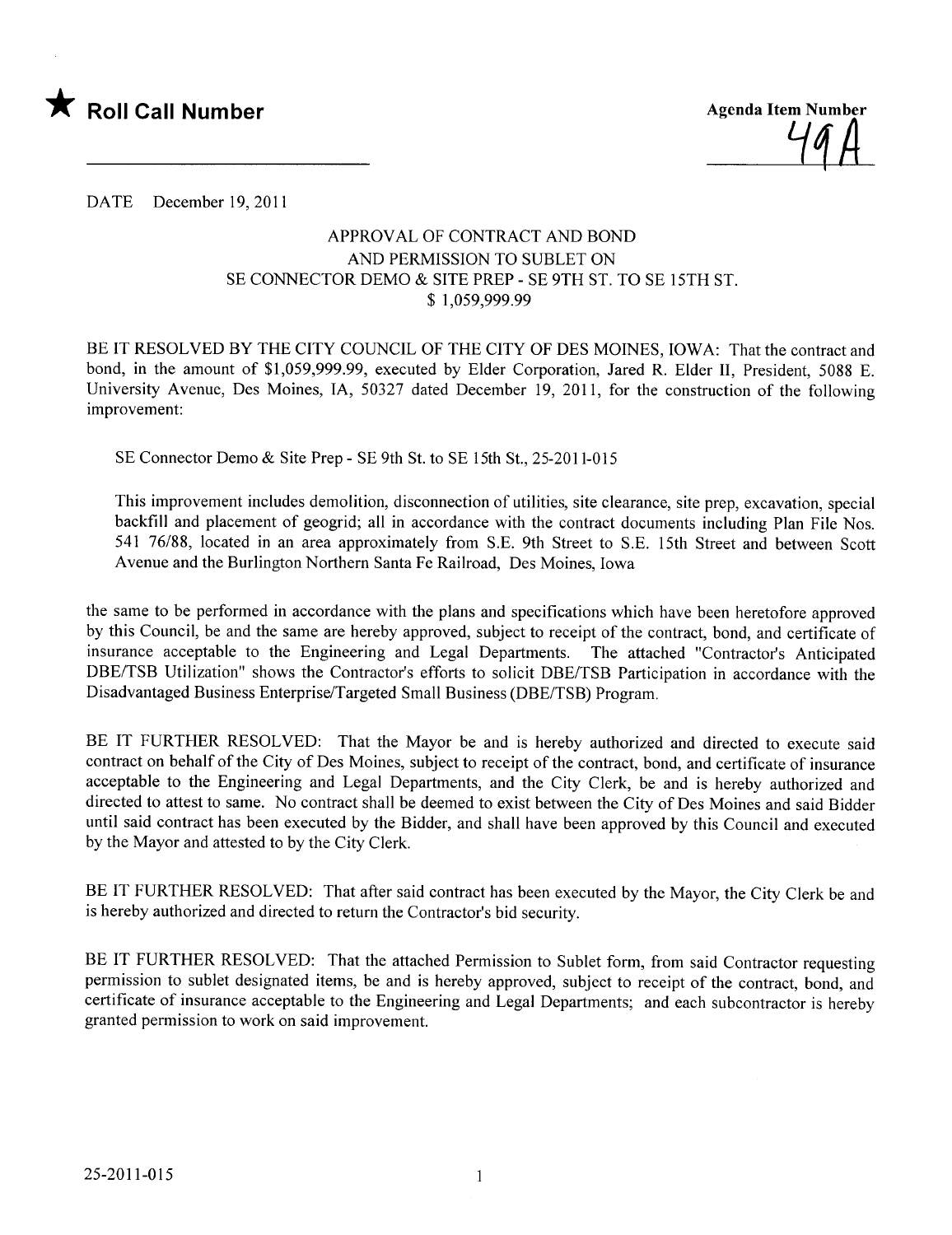★ **Roll Call Number**

Agenda Item Number

49A

DATE December 19, 2011

APPROVAL OF CONTRACT AND BOND
AND PERMISSION TO SUBLET ON
SE CONNECTOR DEMO & SITE PREP - SE 9TH ST. TO SE 15TH ST.
$ 1,059,999.99

BE IT RESOLVED BY THE CITY COUNCIL OF THE CITY OF DES MOINES, IOWA: That the contract and bond, in the amount of $1,059,999.99, executed by Elder Corporation, Jared R. Elder II, President, 5088 E. University Avenue, Des Moines, IA, 50327 dated December 19, 2011, for the construction of the following improvement:

SE Connector Demo & Site Prep - SE 9th St. to SE 15th St., 25-2011-015

This improvement includes demolition, disconnection of utilities, site clearance, site prep, excavation, special backfill and placement of geogrid; all in accordance with the contract documents including Plan File Nos. 541 76/88, located in an area approximately from S.E. 9th Street to S.E. 15th Street and between Scott Avenue and the Burlington Northern Santa Fe Railroad, Des Moines, Iowa

the same to be performed in accordance with the plans and specifications which have been heretofore approved by this Council, be and the same are hereby approved, subject to receipt of the contract, bond, and certificate of insurance acceptable to the Engineering and Legal Departments. The attached "Contractor's Anticipated DBE/TSB Utilization" shows the Contractor's efforts to solicit DBE/TSB Participation in accordance with the Disadvantaged Business Enterprise/Targeted Small Business (DBE/TSB) Program.

BE IT FURTHER RESOLVED: That the Mayor be and is hereby authorized and directed to execute said contract on behalf of the City of Des Moines, subject to receipt of the contract, bond, and certificate of insurance acceptable to the Engineering and Legal Departments, and the City Clerk, be and is hereby authorized and directed to attest to same. No contract shall be deemed to exist between the City of Des Moines and said Bidder until said contract has been executed by the Bidder, and shall have been approved by this Council and executed by the Mayor and attested to by the City Clerk.

BE IT FURTHER RESOLVED: That after said contract has been executed by the Mayor, the City Clerk be and is hereby authorized and directed to return the Contractor's bid security.

BE IT FURTHER RESOLVED: That the attached Permission to Sublet form, from said Contractor requesting permission to sublet designated items, be and is hereby approved, subject to receipt of the contract, bond, and certificate of insurance acceptable to the Engineering and Legal Departments; and each subcontractor is hereby granted permission to work on said improvement.

25-2011-015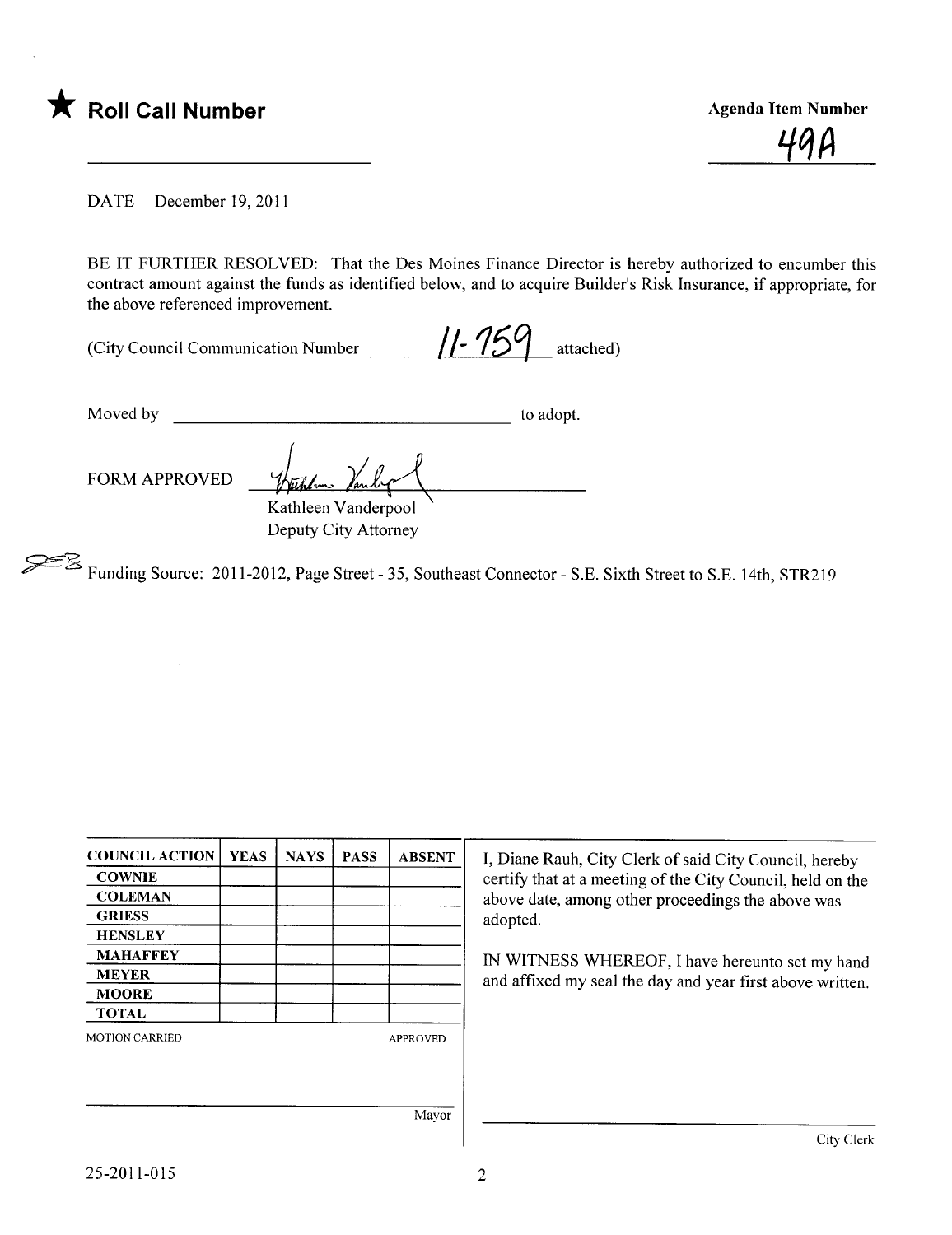★ **Roll Call Number**

**Agenda Item Number**

49A

DATE December 19, 2011

BE IT FURTHER RESOLVED: That the Des Moines Finance Director is hereby authorized to encumber this contract amount against the funds as identified below, and to acquire Builder's Risk Insurance, if appropriate, for the above referenced improvement.

(City Council Communication Number 11-759 attached)

Moved by ______________________ to adopt.

FORM APPROVED

Kathleen Vanderpool
Deputy City Attorney

Funding Source: 2011-2012, Page Street - 35, Southeast Connector - S.E. Sixth Street to S.E. 14th, STR219

| COUNCIL ACTION | YEAS | NAYS | PASS | ABSENT |
|---|---|---|---|---|
| COWNIE | | | | |
| COLEMAN | | | | |
| GRIESS | | | | |
| HENSLEY | | | | |
| MAHAFFEY | | | | |
| MEYER | | | | |
| MOORE | | | | |
| TOTAL | | | | |

MOTION CARRIED APPROVED

Mayor

I, Diane Rauh, City Clerk of said City Council, hereby certify that at a meeting of the City Council, held on the above date, among other proceedings the above was adopted.

IN WITNESS WHEREOF, I have hereunto set my hand and affixed my seal the day and year first above written.

City Clerk

25-2011-015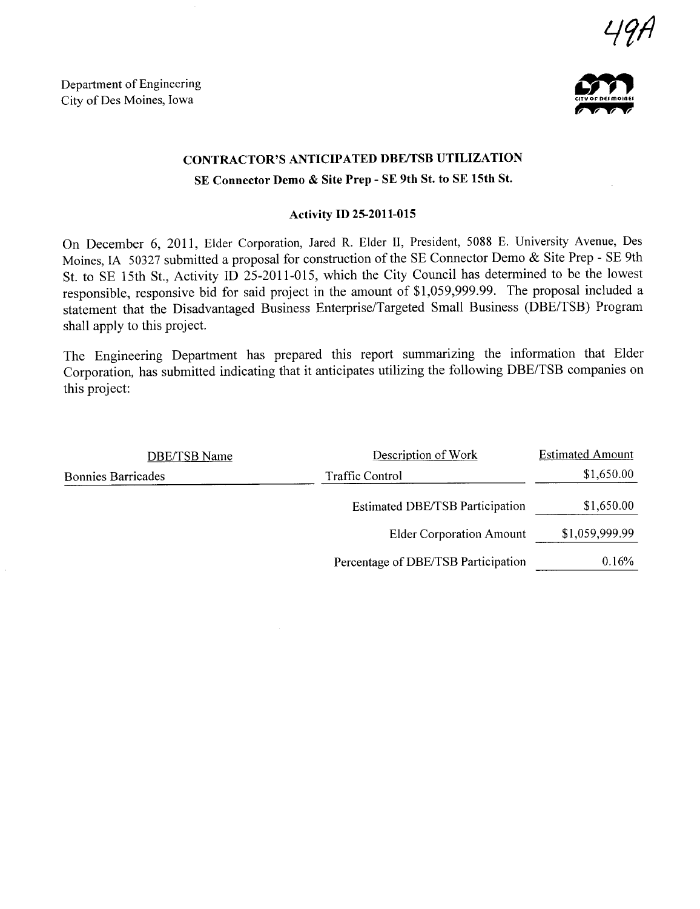49A

Department of Engineering
City of Des Moines, Iowa

## CONTRACTOR'S ANTICIPATED DBE/TSB UTILIZATION

### SE Connector Demo & Site Prep - SE 9th St. to SE 15th St.

### Activity ID 25-2011-015

On December 6, 2011, Elder Corporation, Jared R. Elder II, President, 5088 E. University Avenue, Des Moines, IA 50327 submitted a proposal for construction of the SE Connector Demo & Site Prep - SE 9th St. to SE 15th St., Activity ID 25-2011-015, which the City Council has determined to be the lowest responsible, responsive bid for said project in the amount of $1,059,999.99. The proposal included a statement that the Disadvantaged Business Enterprise/Targeted Small Business (DBE/TSB) Program shall apply to this project.

The Engineering Department has prepared this report summarizing the information that Elder Corporation, has submitted indicating that it anticipates utilizing the following DBE/TSB companies on this project:

| DBE/TSB Name | Description of Work | Estimated Amount |
|---|---|---|
| Bonnies Barricades | Traffic Control | $1,650.00 |
| | Estimated DBE/TSB Participation | $1,650.00 |
| | Elder Corporation Amount | $1,059,999.99 |
| | Percentage of DBE/TSB Participation | 0.16% |